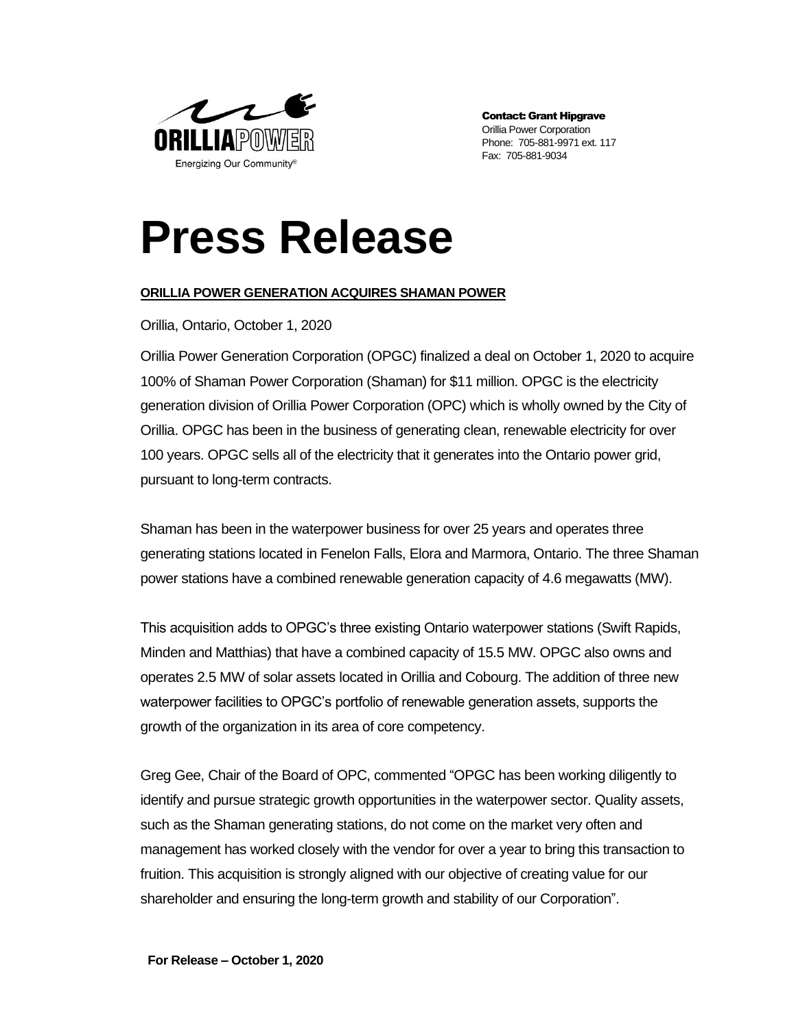ORILLIAPOWER

Energizing Our Community®

**Contact: Grant Hipgrave**
Orillia Power Corporation
Phone: 705-881-9971 ext. 117
Fax: 705-881-9034

# Press Release

**ORILLIA POWER GENERATION ACQUIRES SHAMAN POWER**

Orillia, Ontario, October 1, 2020

Orillia Power Generation Corporation (OPGC) finalized a deal on October 1, 2020 to acquire 100% of Shaman Power Corporation (Shaman) for $11 million. OPGC is the electricity generation division of Orillia Power Corporation (OPC) which is wholly owned by the City of Orillia. OPGC has been in the business of generating clean, renewable electricity for over 100 years. OPGC sells all of the electricity that it generates into the Ontario power grid, pursuant to long-term contracts.

Shaman has been in the waterpower business for over 25 years and operates three generating stations located in Fenelon Falls, Elora and Marmora, Ontario. The three Shaman power stations have a combined renewable generation capacity of 4.6 megawatts (MW).

This acquisition adds to OPGC's three existing Ontario waterpower stations (Swift Rapids, Minden and Matthias) that have a combined capacity of 15.5 MW. OPGC also owns and operates 2.5 MW of solar assets located in Orillia and Cobourg. The addition of three new waterpower facilities to OPGC's portfolio of renewable generation assets, supports the growth of the organization in its area of core competency.

Greg Gee, Chair of the Board of OPC, commented "OPGC has been working diligently to identify and pursue strategic growth opportunities in the waterpower sector. Quality assets, such as the Shaman generating stations, do not come on the market very often and management has worked closely with the vendor for over a year to bring this transaction to fruition. This acquisition is strongly aligned with our objective of creating value for our shareholder and ensuring the long-term growth and stability of our Corporation".

**For Release – October 1, 2020**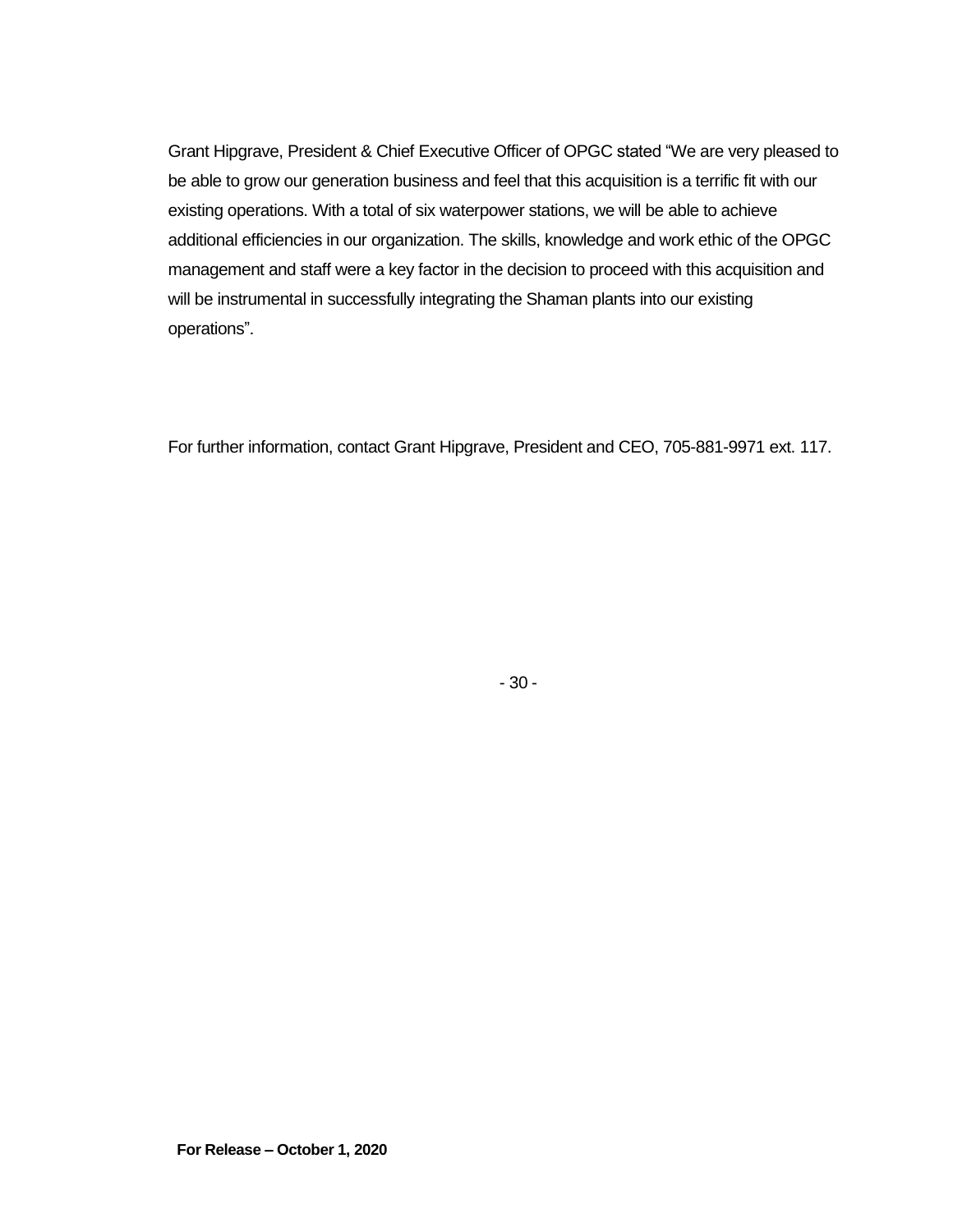Grant Hipgrave, President & Chief Executive Officer of OPGC stated "We are very pleased to be able to grow our generation business and feel that this acquisition is a terrific fit with our existing operations. With a total of six waterpower stations, we will be able to achieve additional efficiencies in our organization. The skills, knowledge and work ethic of the OPGC management and staff were a key factor in the decision to proceed with this acquisition and will be instrumental in successfully integrating the Shaman plants into our existing operations".

For further information, contact Grant Hipgrave, President and CEO, 705-881-9971 ext. 117.

- 30 -